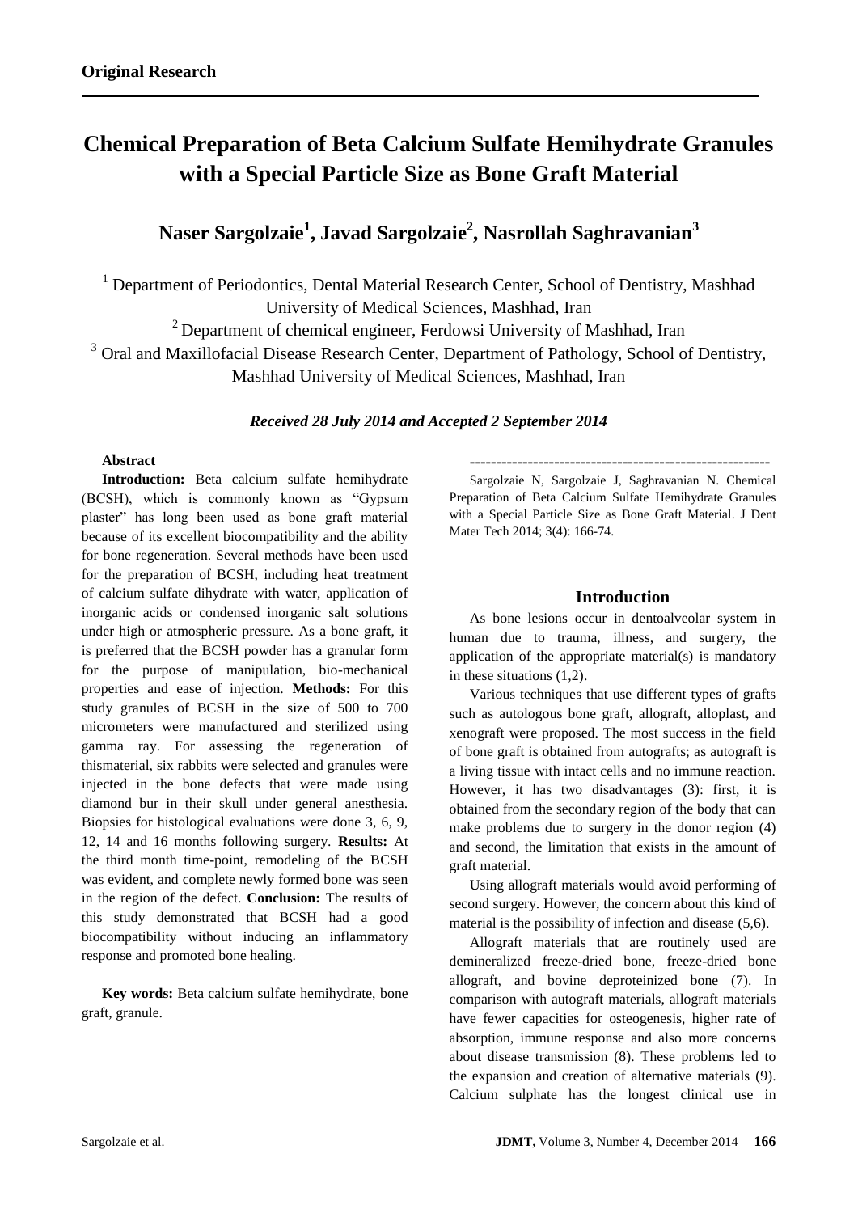**Original Research**

# Chemical Preparation of Beta Calcium Sulfate Hemihydrate Granules with a Special Particle Size as Bone Graft Material

**Naser Sargolzaie[1], Javad Sargolzaie[2], Nasrollah Saghravanian[3]**

[1] Department of Periodontics, Dental Material Research Center, School of Dentistry, Mashhad University of Medical Sciences, Mashhad, Iran

[2] Department of chemical engineer, Ferdowsi University of Mashhad, Iran

[3] Oral and Maxillofacial Disease Research Center, Department of Pathology, School of Dentistry, Mashhad University of Medical Sciences, Mashhad, Iran

***Received 28 July 2014 and Accepted 2 September 2014***

**Abstract**

**Introduction:** Beta calcium sulfate hemihydrate (BCSH), which is commonly known as "Gypsum plaster" has long been used as bone graft material because of its excellent biocompatibility and the ability for bone regeneration. Several methods have been used for the preparation of BCSH, including heat treatment of calcium sulfate dihydrate with water, application of inorganic acids or condensed inorganic salt solutions under high or atmospheric pressure. As a bone graft, it is preferred that the BCSH powder has a granular form for the purpose of manipulation, bio-mechanical properties and ease of injection. **Methods:** For this study granules of BCSH in the size of 500 to 700 micrometers were manufactured and sterilized using gamma ray. For assessing the regeneration of thismaterial, six rabbits were selected and granules were injected in the bone defects that were made using diamond bur in their skull under general anesthesia. Biopsies for histological evaluations were done 3, 6, 9, 12, 14 and 16 months following surgery. **Results:** At the third month time-point, remodeling of the BCSH was evident, and complete newly formed bone was seen in the region of the defect. **Conclusion:** The results of this study demonstrated that BCSH had a good biocompatibility without inducing an inflammatory response and promoted bone healing.

**Key words:** Beta calcium sulfate hemihydrate, bone graft, granule.

---------------------------------------------------------

Sargolzaie N, Sargolzaie J, Saghravanian N. Chemical Preparation of Beta Calcium Sulfate Hemihydrate Granules with a Special Particle Size as Bone Graft Material. J Dent Mater Tech 2014; 3(4): 166-74.

## Introduction

As bone lesions occur in dentoalveolar system in human due to trauma, illness, and surgery, the application of the appropriate material(s) is mandatory in these situations (1,2).

Various techniques that use different types of grafts such as autologous bone graft, allograft, alloplast, and xenograft were proposed. The most success in the field of bone graft is obtained from autografts; as autograft is a living tissue with intact cells and no immune reaction. However, it has two disadvantages (3): first, it is obtained from the secondary region of the body that can make problems due to surgery in the donor region (4) and second, the limitation that exists in the amount of graft material.

Using allograft materials would avoid performing of second surgery. However, the concern about this kind of material is the possibility of infection and disease (5,6).

Allograft materials that are routinely used are demineralized freeze-dried bone, freeze-dried bone allograft, and bovine deproteinized bone (7). In comparison with autograft materials, allograft materials have fewer capacities for osteogenesis, higher rate of absorption, immune response and also more concerns about disease transmission (8). These problems led to the expansion and creation of alternative materials (9). Calcium sulphate has the longest clinical use in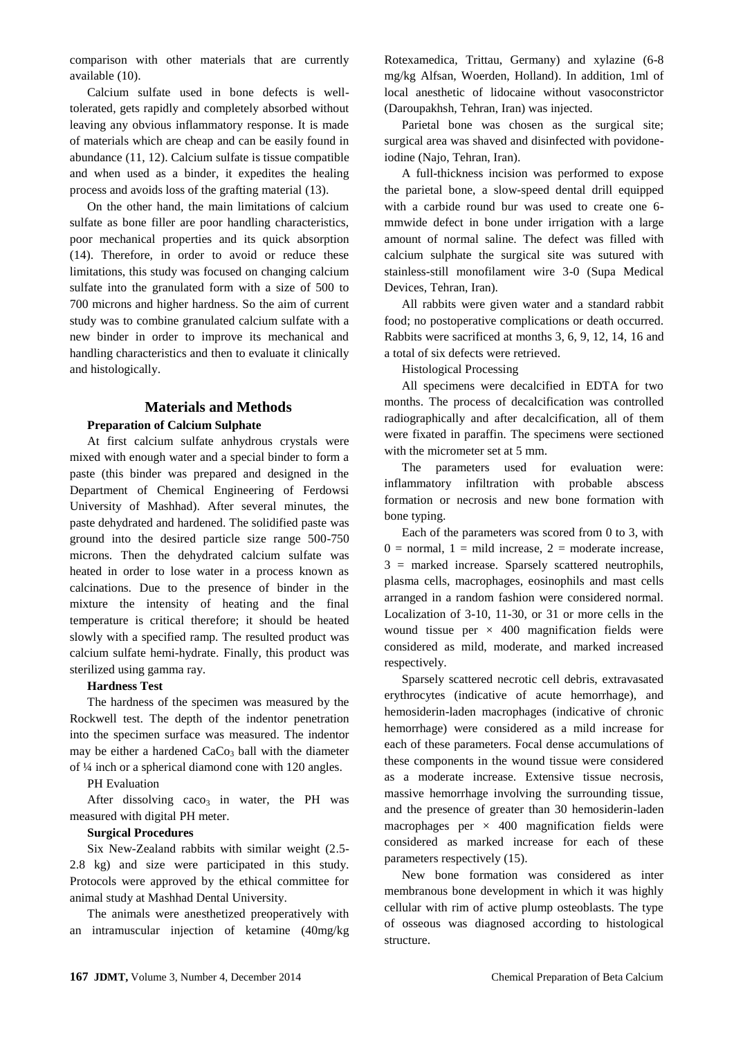comparison with other materials that are currently available (10).

Calcium sulfate used in bone defects is well-tolerated, gets rapidly and completely absorbed without leaving any obvious inflammatory response. It is made of materials which are cheap and can be easily found in abundance (11, 12). Calcium sulfate is tissue compatible and when used as a binder, it expedites the healing process and avoids loss of the grafting material (13).

On the other hand, the main limitations of calcium sulfate as bone filler are poor handling characteristics, poor mechanical properties and its quick absorption (14). Therefore, in order to avoid or reduce these limitations, this study was focused on changing calcium sulfate into the granulated form with a size of 500 to 700 microns and higher hardness. So the aim of current study was to combine granulated calcium sulfate with a new binder in order to improve its mechanical and handling characteristics and then to evaluate it clinically and histologically.

## Materials and Methods

### Preparation of Calcium Sulphate

At first calcium sulfate anhydrous crystals were mixed with enough water and a special binder to form a paste (this binder was prepared and designed in the Department of Chemical Engineering of Ferdowsi University of Mashhad). After several minutes, the paste dehydrated and hardened. The solidified paste was ground into the desired particle size range 500-750 microns. Then the dehydrated calcium sulfate was heated in order to lose water in a process known as calcinations. Due to the presence of binder in the mixture the intensity of heating and the final temperature is critical therefore; it should be heated slowly with a specified ramp. The resulted product was calcium sulfate hemi-hydrate. Finally, this product was sterilized using gamma ray.

### Hardness Test

The hardness of the specimen was measured by the Rockwell test. The depth of the indentor penetration into the specimen surface was measured. The indentor may be either a hardened $CaCo_3$ ball with the diameter of ¼ inch or a spherical diamond cone with 120 angles.

PH Evaluation

After dissolving $caco_3$ in water, the PH was measured with digital PH meter.

### Surgical Procedures

Six New-Zealand rabbits with similar weight (2.5-2.8 kg) and size were participated in this study. Protocols were approved by the ethical committee for animal study at Mashhad Dental University.

The animals were anesthetized preoperatively with an intramuscular injection of ketamine (40mg/kg Rotexamedica, Trittau, Germany) and xylazine (6-8 mg/kg Alfsan, Woerden, Holland). In addition, 1ml of local anesthetic of lidocaine without vasoconstrictor (Daroupakhsh, Tehran, Iran) was injected.

Parietal bone was chosen as the surgical site; surgical area was shaved and disinfected with povidone-iodine (Najo, Tehran, Iran).

A full-thickness incision was performed to expose the parietal bone, a slow-speed dental drill equipped with a carbide round bur was used to create one 6-mmwide defect in bone under irrigation with a large amount of normal saline. The defect was filled with calcium sulphate the surgical site was sutured with stainless-still monofilament wire 3-0 (Supa Medical Devices, Tehran, Iran).

All rabbits were given water and a standard rabbit food; no postoperative complications or death occurred. Rabbits were sacrificed at months 3, 6, 9, 12, 14, 16 and a total of six defects were retrieved.

Histological Processing

All specimens were decalcified in EDTA for two months. The process of decalcification was controlled radiographically and after decalcification, all of them were fixated in paraffin. The specimens were sectioned with the micrometer set at 5 mm.

The parameters used for evaluation were: inflammatory infiltration with probable abscess formation or necrosis and new bone formation with bone typing.

Each of the parameters was scored from 0 to 3, with 0 = normal, 1 = mild increase, 2 = moderate increase, 3 = marked increase. Sparsely scattered neutrophils, plasma cells, macrophages, eosinophils and mast cells arranged in a random fashion were considered normal. Localization of 3-10, 11-30, or 31 or more cells in the wound tissue per × 400 magnification fields were considered as mild, moderate, and marked increased respectively.

Sparsely scattered necrotic cell debris, extravasated erythrocytes (indicative of acute hemorrhage), and hemosiderin-laden macrophages (indicative of chronic hemorrhage) were considered as a mild increase for each of these parameters. Focal dense accumulations of these components in the wound tissue were considered as a moderate increase. Extensive tissue necrosis, massive hemorrhage involving the surrounding tissue, and the presence of greater than 30 hemosiderin-laden macrophages per × 400 magnification fields were considered as marked increase for each of these parameters respectively (15).

New bone formation was considered as inter membranous bone development in which it was highly cellular with rim of active plump osteoblasts. The type of osseous was diagnosed according to histological structure.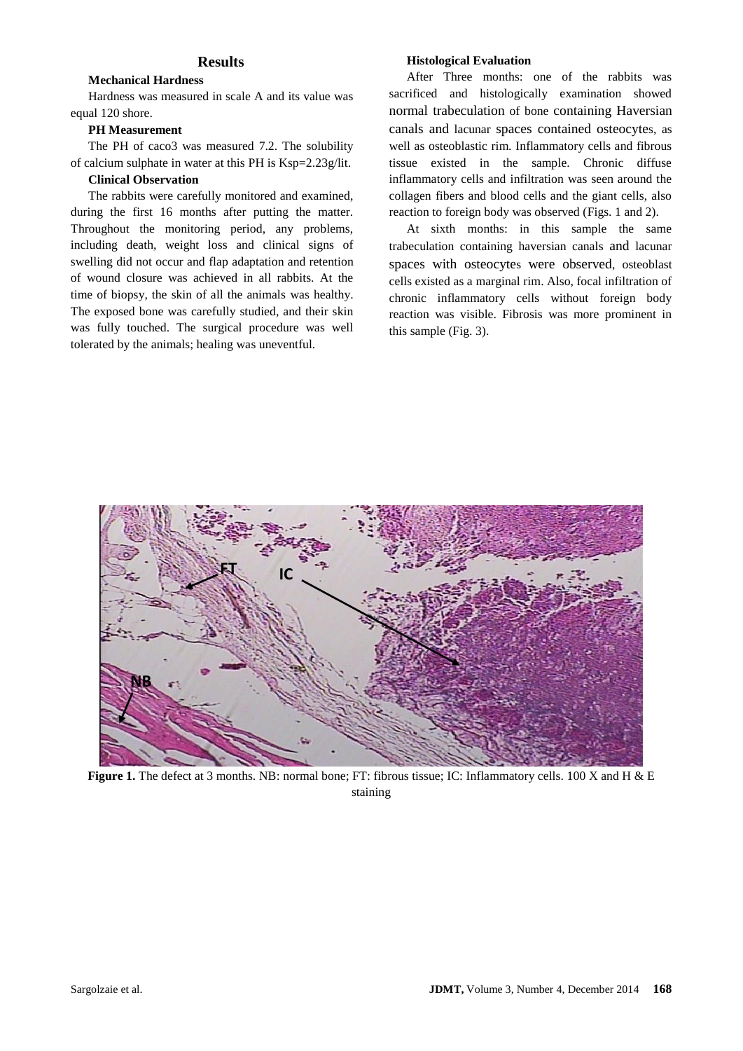## Results

### Mechanical Hardness

Hardness was measured in scale A and its value was equal 120 shore.

### PH Measurement

The PH of caco3 was measured 7.2. The solubility of calcium sulphate in water at this PH is Ksp=2.23g/lit.

### Clinical Observation

The rabbits were carefully monitored and examined, during the first 16 months after putting the matter. Throughout the monitoring period, any problems, including death, weight loss and clinical signs of swelling did not occur and flap adaptation and retention of wound closure was achieved in all rabbits. At the time of biopsy, the skin of all the animals was healthy. The exposed bone was carefully studied, and their skin was fully touched. The surgical procedure was well tolerated by the animals; healing was uneventful.

### Histological Evaluation

After Three months: one of the rabbits was sacrificed and histologically examination showed normal trabeculation of bone containing Haversian canals and lacunar spaces contained osteocytes, as well as osteoblastic rim. Inflammatory cells and fibrous tissue existed in the sample. Chronic diffuse inflammatory cells and infiltration was seen around the collagen fibers and blood cells and the giant cells, also reaction to foreign body was observed (Figs. 1 and 2).

At sixth months: in this sample the same trabeculation containing haversian canals and lacunar spaces with osteocytes were observed, osteoblast cells existed as a marginal rim. Also, focal infiltration of chronic inflammatory cells without foreign body reaction was visible. Fibrosis was more prominent in this sample (Fig. 3).

**Figure 1.** The defect at 3 months. NB: normal bone; FT: fibrous tissue; IC: Inflammatory cells. 100 X and H & E staining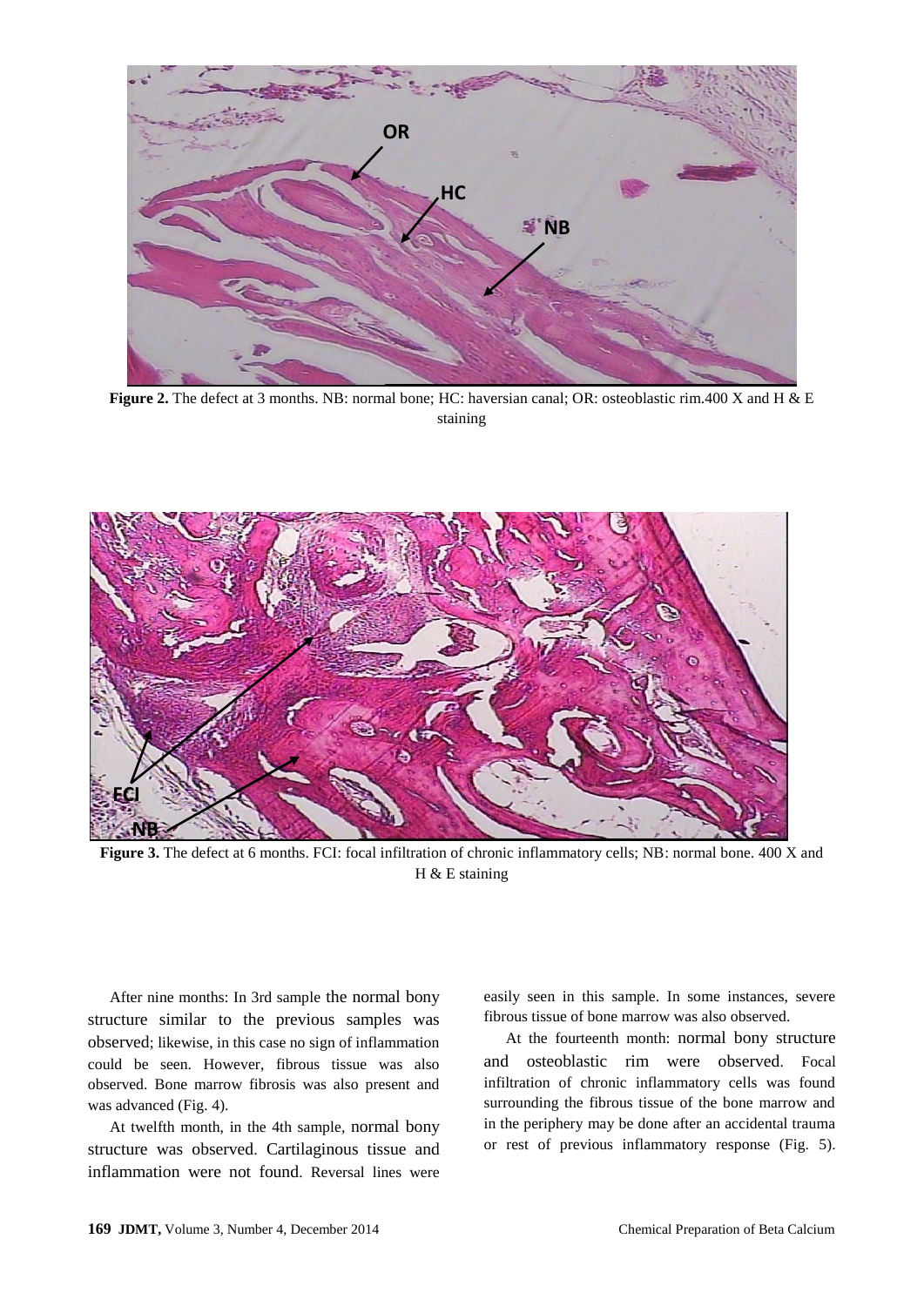**Figure 2.** The defect at 3 months. NB: normal bone; HC: haversian canal; OR: osteoblastic rim.400 X and H & E staining

**Figure 3.** The defect at 6 months. FCI: focal infiltration of chronic inflammatory cells; NB: normal bone. 400 X and H & E staining

After nine months: In 3rd sample the normal bony structure similar to the previous samples was observed; likewise, in this case no sign of inflammation could be seen. However, fibrous tissue was also observed. Bone marrow fibrosis was also present and was advanced (Fig. 4).

At twelfth month, in the 4th sample, normal bony structure was observed. Cartilaginous tissue and inflammation were not found. Reversal lines were easily seen in this sample. In some instances, severe fibrous tissue of bone marrow was also observed.

At the fourteenth month: normal bony structure and osteoblastic rim were observed. Focal infiltration of chronic inflammatory cells was found surrounding the fibrous tissue of the bone marrow and in the periphery may be done after an accidental trauma or rest of previous inflammatory response (Fig. 5).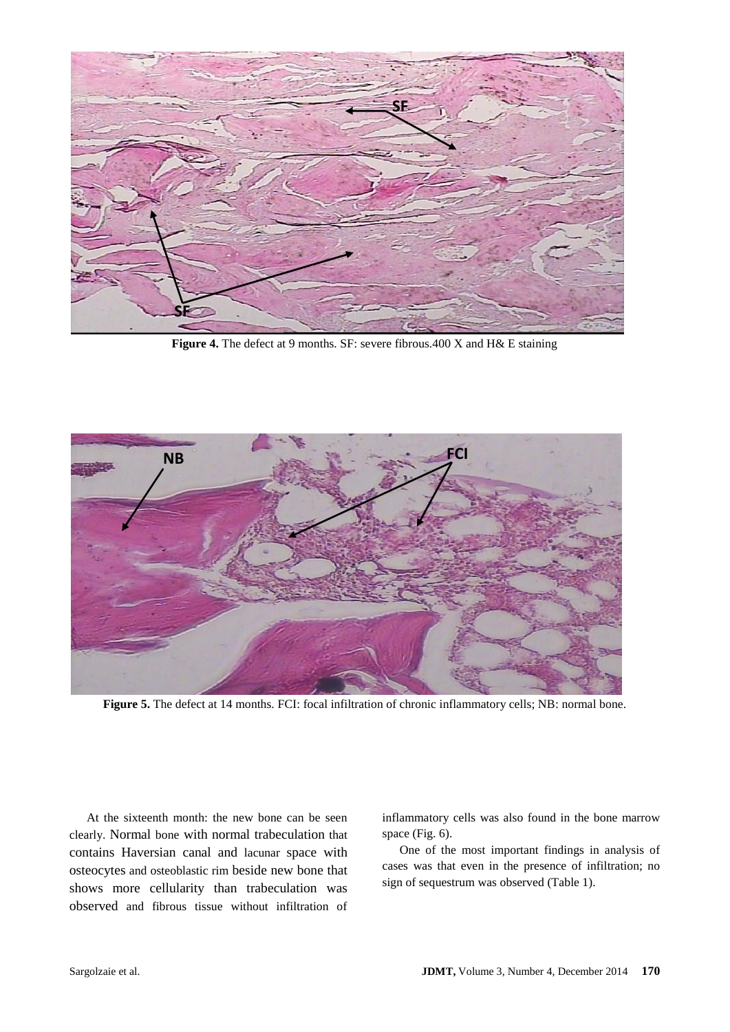Figure 4. The defect at 9 months. SF: severe fibrous.400 X and H& E staining

Figure 5. The defect at 14 months. FCI: focal infiltration of chronic inflammatory cells; NB: normal bone.

At the sixteenth month: the new bone can be seen clearly. Normal bone with normal trabeculation that contains Haversian canal and lacunar space with osteocytes and osteoblastic rim beside new bone that shows more cellularity than trabeculation was observed and fibrous tissue without infiltration of inflammatory cells was also found in the bone marrow space (Fig. 6).

One of the most important findings in analysis of cases was that even in the presence of infiltration; no sign of sequestrum was observed (Table 1).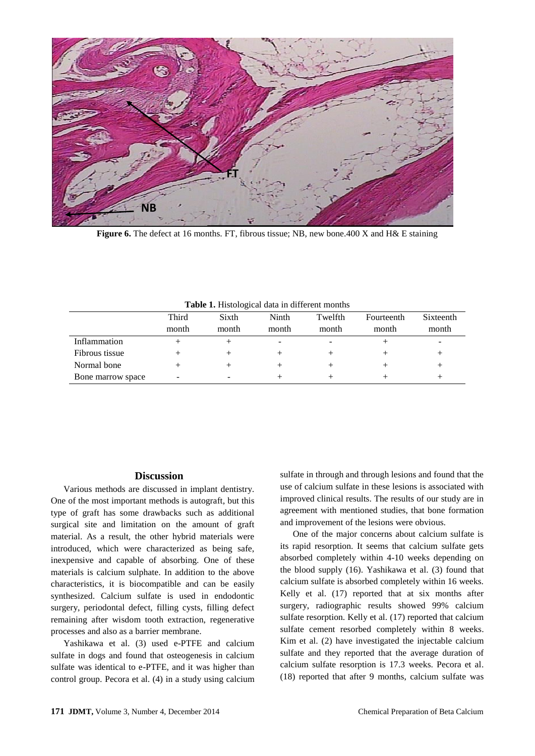**Figure 6.** The defect at 16 months. FT, fibrous tissue; NB, new bone.400 X and H& E staining

**Table 1.** Histological data in different months

| | Third month | Sixth month | Ninth month | Twelfth month | Fourteenth month | Sixteenth month |
|---|---|---|---|---|---|---|
| Inflammation | + | + | - | - | + | - |
| Fibrous tissue | + | + | + | + | + | + |
| Normal bone | + | + | + | + | + | + |
| Bone marrow space | - | - | + | + | + | + |

## Discussion

Various methods are discussed in implant dentistry. One of the most important methods is autograft, but this type of graft has some drawbacks such as additional surgical site and limitation on the amount of graft material. As a result, the other hybrid materials were introduced, which were characterized as being safe, inexpensive and capable of absorbing. One of these materials is calcium sulphate. In addition to the above characteristics, it is biocompatible and can be easily synthesized. Calcium sulfate is used in endodontic surgery, periodontal defect, filling cysts, filling defect remaining after wisdom tooth extraction, regenerative processes and also as a barrier membrane.

Yashikawa et al. (3) used e-PTFE and calcium sulfate in dogs and found that osteogenesis in calcium sulfate was identical to e-PTFE, and it was higher than control group. Pecora et al. (4) in a study using calcium sulfate in through and through lesions and found that the use of calcium sulfate in these lesions is associated with improved clinical results. The results of our study are in agreement with mentioned studies, that bone formation and improvement of the lesions were obvious.

One of the major concerns about calcium sulfate is its rapid resorption. It seems that calcium sulfate gets absorbed completely within 4-10 weeks depending on the blood supply (16). Yashikawa et al. (3) found that calcium sulfate is absorbed completely within 16 weeks. Kelly et al. (17) reported that at six months after surgery, radiographic results showed 99% calcium sulfate resorption. Kelly et al. (17) reported that calcium sulfate cement resorbed completely within 8 weeks. Kim et al. (2) have investigated the injectable calcium sulfate and they reported that the average duration of calcium sulfate resorption is 17.3 weeks. Pecora et al. (18) reported that after 9 months, calcium sulfate was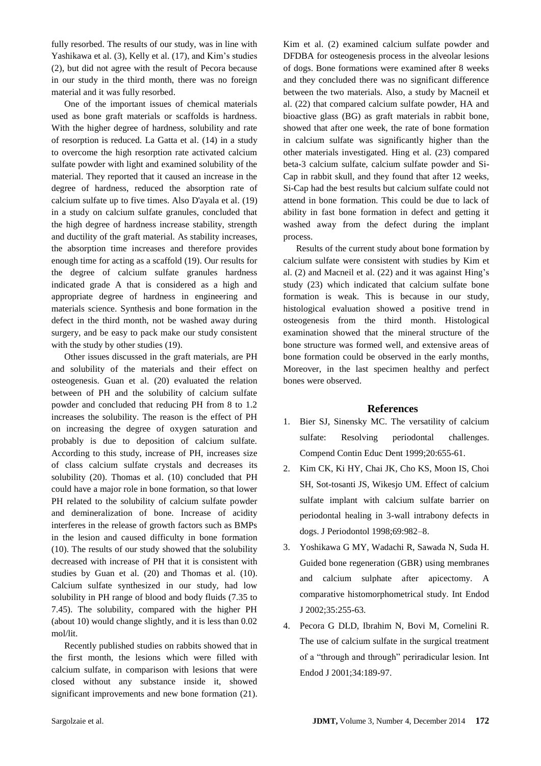fully resorbed. The results of our study, was in line with Yashikawa et al. (3), Kelly et al. (17), and Kim's studies (2), but did not agree with the result of Pecora because in our study in the third month, there was no foreign material and it was fully resorbed.

One of the important issues of chemical materials used as bone graft materials or scaffolds is hardness. With the higher degree of hardness, solubility and rate of resorption is reduced. La Gatta et al. (14) in a study to overcome the high resorption rate activated calcium sulfate powder with light and examined solubility of the material. They reported that it caused an increase in the degree of hardness, reduced the absorption rate of calcium sulfate up to five times. Also D'ayala et al. (19) in a study on calcium sulfate granules, concluded that the high degree of hardness increase stability, strength and ductility of the graft material. As stability increases, the absorption time increases and therefore provides enough time for acting as a scaffold (19). Our results for the degree of calcium sulfate granules hardness indicated grade A that is considered as a high and appropriate degree of hardness in engineering and materials science. Synthesis and bone formation in the defect in the third month, not be washed away during surgery, and be easy to pack make our study consistent with the study by other studies (19).

Other issues discussed in the graft materials, are PH and solubility of the materials and their effect on osteogenesis. Guan et al. (20) evaluated the relation between of PH and the solubility of calcium sulfate powder and concluded that reducing PH from 8 to 1.2 increases the solubility. The reason is the effect of PH on increasing the degree of oxygen saturation and probably is due to deposition of calcium sulfate. According to this study, increase of PH, increases size of class calcium sulfate crystals and decreases its solubility (20). Thomas et al. (10) concluded that PH could have a major role in bone formation, so that lower PH related to the solubility of calcium sulfate powder and demineralization of bone. Increase of acidity interferes in the release of growth factors such as BMPs in the lesion and caused difficulty in bone formation (10). The results of our study showed that the solubility decreased with increase of PH that it is consistent with studies by Guan et al. (20) and Thomas et al. (10). Calcium sulfate synthesized in our study, had low solubility in PH range of blood and body fluids (7.35 to 7.45). The solubility, compared with the higher PH (about 10) would change slightly, and it is less than 0.02 mol/lit.

Recently published studies on rabbits showed that in the first month, the lesions which were filled with calcium sulfate, in comparison with lesions that were closed without any substance inside it, showed significant improvements and new bone formation (21). Kim et al. (2) examined calcium sulfate powder and DFDBA for osteogenesis process in the alveolar lesions of dogs. Bone formations were examined after 8 weeks and they concluded there was no significant difference between the two materials. Also, a study by Macneil et al. (22) that compared calcium sulfate powder, HA and bioactive glass (BG) as graft materials in rabbit bone, showed that after one week, the rate of bone formation in calcium sulfate was significantly higher than the other materials investigated. Hing et al. (23) compared beta-3 calcium sulfate, calcium sulfate powder and Si-Cap in rabbit skull, and they found that after 12 weeks, Si-Cap had the best results but calcium sulfate could not attend in bone formation. This could be due to lack of ability in fast bone formation in defect and getting it washed away from the defect during the implant process.

Results of the current study about bone formation by calcium sulfate were consistent with studies by Kim et al. (2) and Macneil et al. (22) and it was against Hing's study (23) which indicated that calcium sulfate bone formation is weak. This is because in our study, histological evaluation showed a positive trend in osteogenesis from the third month. Histological examination showed that the mineral structure of the bone structure was formed well, and extensive areas of bone formation could be observed in the early months, Moreover, in the last specimen healthy and perfect bones were observed.

## References

1. Bier SJ, Sinensky MC. The versatility of calcium sulfate: Resolving periodontal challenges. Compend Contin Educ Dent 1999;20:655-61.
2. Kim CK, Ki HY, Chai JK, Cho KS, Moon IS, Choi SH, Sot-tosanti JS, Wikesjo UM. Effect of calcium sulfate implant with calcium sulfate barrier on periodontal healing in 3-wall intrabony defects in dogs. J Periodontol 1998;69:982–8.
3. Yoshikawa G MY, Wadachi R, Sawada N, Suda H. Guided bone regeneration (GBR) using membranes and calcium sulphate after apicectomy. A comparative histomorphometrical study. Int Endod J 2002;35:255-63.
4. Pecora G DLD, Ibrahim N, Bovi M, Cornelini R. The use of calcium sulfate in the surgical treatment of a "through and through" periradicular lesion. Int Endod J 2001;34:189-97.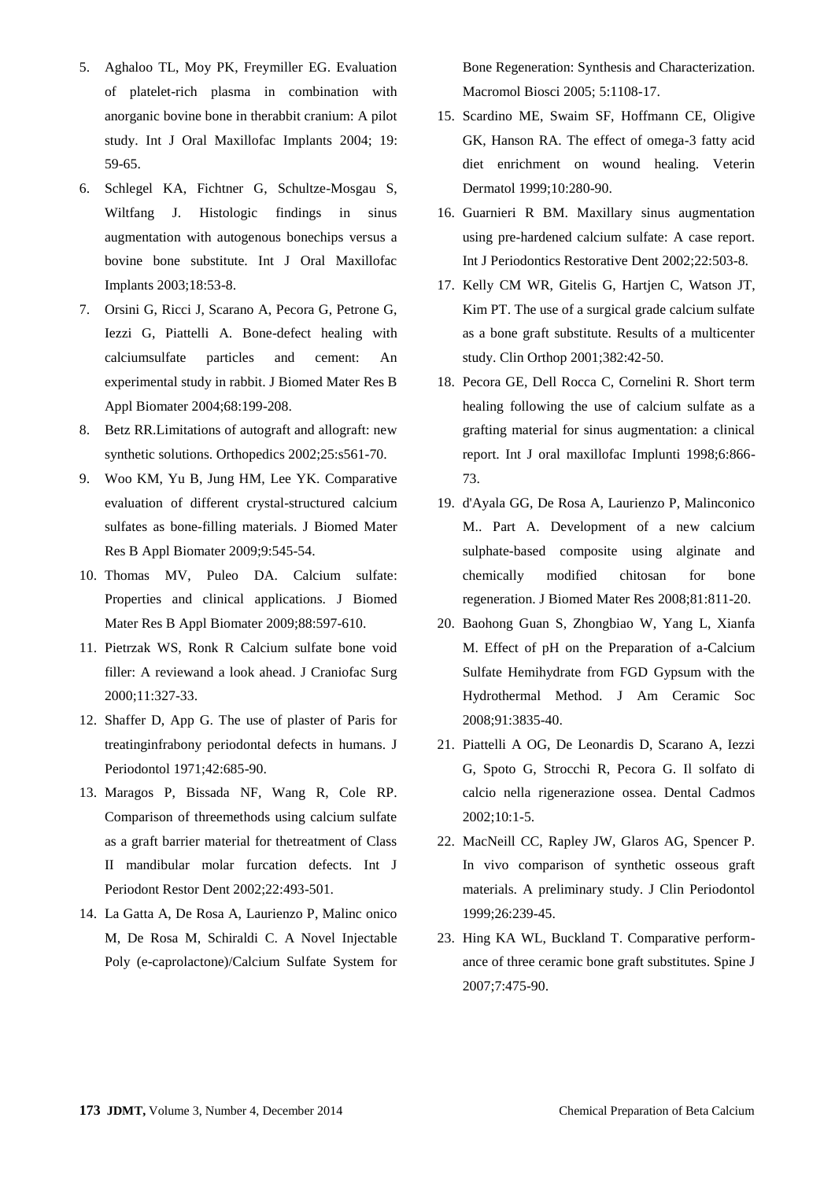5. Aghaloo TL, Moy PK, Freymiller EG. Evaluation of platelet-rich plasma in combination with anorganic bovine bone in therabbit cranium: A pilot study. Int J Oral Maxillofac Implants 2004; 19: 59-65.
6. Schlegel KA, Fichtner G, Schultze-Mosgau S, Wiltfang J. Histologic findings in sinus augmentation with autogenous bonechips versus a bovine bone substitute. Int J Oral Maxillofac Implants 2003;18:53-8.
7. Orsini G, Ricci J, Scarano A, Pecora G, Petrone G, Iezzi G, Piattelli A. Bone-defect healing with calciumsulfate particles and cement: An experimental study in rabbit. J Biomed Mater Res B Appl Biomater 2004;68:199-208.
8. Betz RR.Limitations of autograft and allograft: new synthetic solutions. Orthopedics 2002;25:s561-70.
9. Woo KM, Yu B, Jung HM, Lee YK. Comparative evaluation of different crystal-structured calcium sulfates as bone-filling materials. J Biomed Mater Res B Appl Biomater 2009;9:545-54.
10. Thomas MV, Puleo DA. Calcium sulfate: Properties and clinical applications. J Biomed Mater Res B Appl Biomater 2009;88:597-610.
11. Pietrzak WS, Ronk R Calcium sulfate bone void filler: A reviewand a look ahead. J Craniofac Surg 2000;11:327-33.
12. Shaffer D, App G. The use of plaster of Paris for treatinginfrabony periodontal defects in humans. J Periodontol 1971;42:685-90.
13. Maragos P, Bissada NF, Wang R, Cole RP. Comparison of threemethods using calcium sulfate as a graft barrier material for thetreatment of Class II mandibular molar furcation defects. Int J Periodont Restor Dent 2002;22:493-501.
14. La Gatta A, De Rosa A, Laurienzo P, Malinc onico M, De Rosa M, Schiraldi C. A Novel Injectable Poly (e-caprolactone)/Calcium Sulfate System for Bone Regeneration: Synthesis and Characterization. Macromol Biosci 2005; 5:1108-17.
15. Scardino ME, Swaim SF, Hoffmann CE, Oligive GK, Hanson RA. The effect of omega-3 fatty acid diet enrichment on wound healing. Veterin Dermatol 1999;10:280-90.
16. Guarnieri R BM. Maxillary sinus augmentation using pre-hardened calcium sulfate: A case report. Int J Periodontics Restorative Dent 2002;22:503-8.
17. Kelly CM WR, Gitelis G, Hartjen C, Watson JT, Kim PT. The use of a surgical grade calcium sulfate as a bone graft substitute. Results of a multicenter study. Clin Orthop 2001;382:42-50.
18. Pecora GE, Dell Rocca C, Cornelini R. Short term healing following the use of calcium sulfate as a grafting material for sinus augmentation: a clinical report. Int J oral maxillofac Implunti 1998;6:866-73.
19. d'Ayala GG, De Rosa A, Laurienzo P, Malinconico M.. Part A. Development of a new calcium sulphate-based composite using alginate and chemically modified chitosan for bone regeneration. J Biomed Mater Res 2008;81:811-20.
20. Baohong Guan S, Zhongbiao W, Yang L, Xianfa M. Effect of pH on the Preparation of a-Calcium Sulfate Hemihydrate from FGD Gypsum with the Hydrothermal Method. J Am Ceramic Soc 2008;91:3835-40.
21. Piattelli A OG, De Leonardis D, Scarano A, Iezzi G, Spoto G, Strocchi R, Pecora G. Il solfato di calcio nella rigenerazione ossea. Dental Cadmos 2002;10:1-5.
22. MacNeill CC, Rapley JW, Glaros AG, Spencer P. In vivo comparison of synthetic osseous graft materials. A preliminary study. J Clin Periodontol 1999;26:239-45.
23. Hing KA WL, Buckland T. Comparative performance of three ceramic bone graft substitutes. Spine J 2007;7:475-90.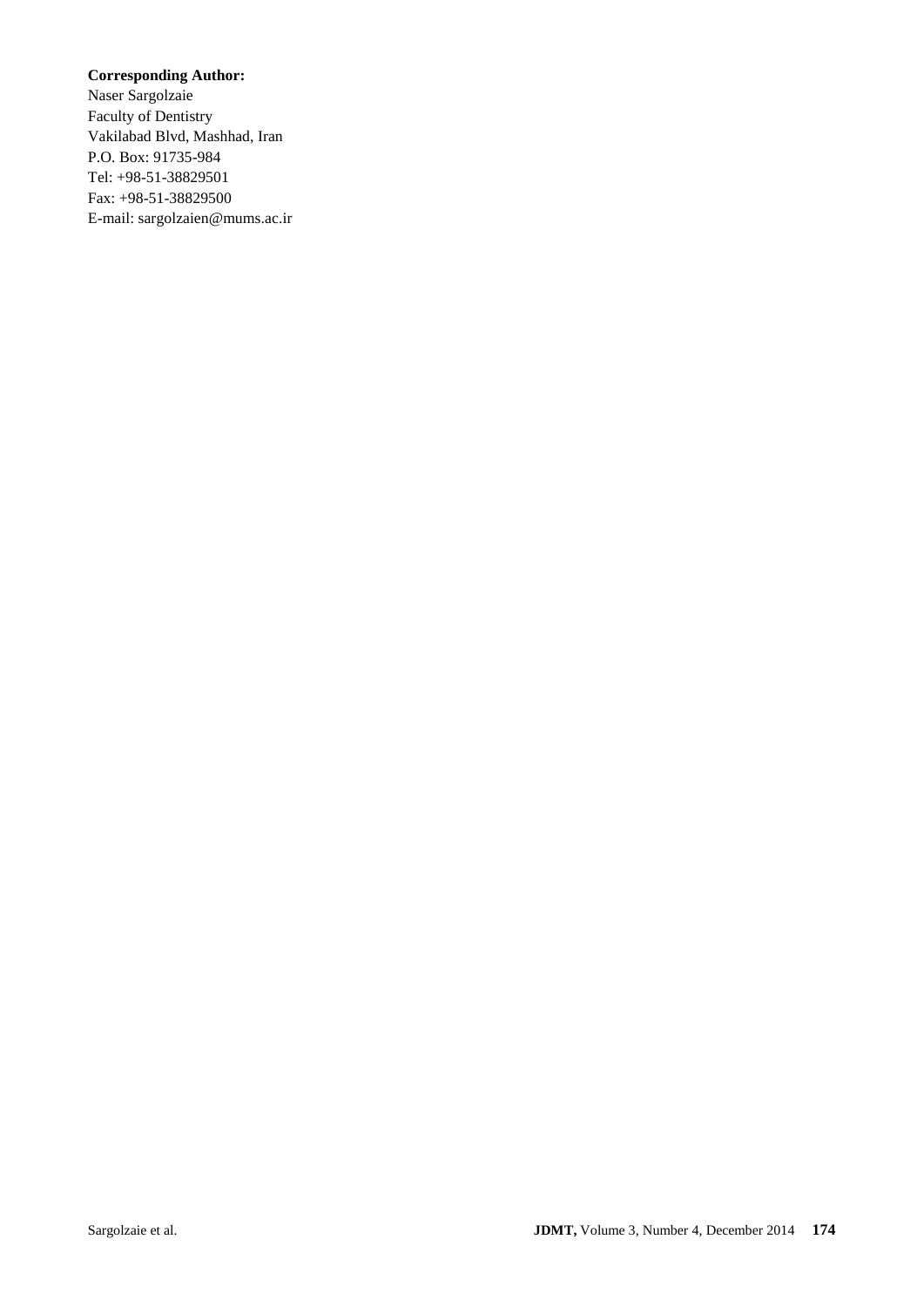**Corresponding Author:**
Naser Sargolzaie
Faculty of Dentistry
Vakilabad Blvd, Mashhad, Iran
P.O. Box: 91735-984
Tel: +98-51-38829501
Fax: +98-51-38829500
E-mail: sargolzaien@mums.ac.ir